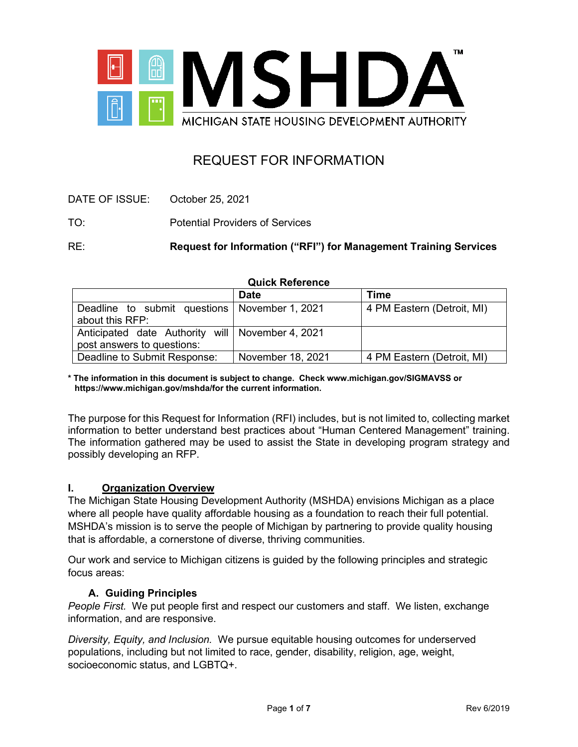# MSHDA

MICHIGAN STATE HOUSING DEVELOPMENT AUTHORITY

## REQUEST FOR INFORMATION

DATE OF ISSUE: October 25, 2021

TO: Potential Providers of Services

RE: **Request for Information ("RFI") for Management Training Services**

**Quick Reference**

| | Date | Time |
|---|---|---|
| Deadline to submit questions about this RFP: | November 1, 2021 | 4 PM Eastern (Detroit, MI) |
| Anticipated date Authority will post answers to questions: | November 4, 2021 | |
| Deadline to Submit Response: | November 18, 2021 | 4 PM Eastern (Detroit, MI) |

**\* The information in this document is subject to change. Check www.michigan.gov/SIGMAVSS or https://www.michigan.gov/mshda/for the current information.**

The purpose for this Request for Information (RFI) includes, but is not limited to, collecting market information to better understand best practices about "Human Centered Management" training. The information gathered may be used to assist the State in developing program strategy and possibly developing an RFP.

## I. Organization Overview

The Michigan State Housing Development Authority (MSHDA) envisions Michigan as a place where all people have quality affordable housing as a foundation to reach their full potential. MSHDA's mission is to serve the people of Michigan by partnering to provide quality housing that is affordable, a cornerstone of diverse, thriving communities.

Our work and service to Michigan citizens is guided by the following principles and strategic focus areas:

### A. Guiding Principles

*People First.* We put people first and respect our customers and staff. We listen, exchange information, and are responsive.

*Diversity, Equity, and Inclusion.* We pursue equitable housing outcomes for underserved populations, including but not limited to race, gender, disability, religion, age, weight, socioeconomic status, and LGBTQ+.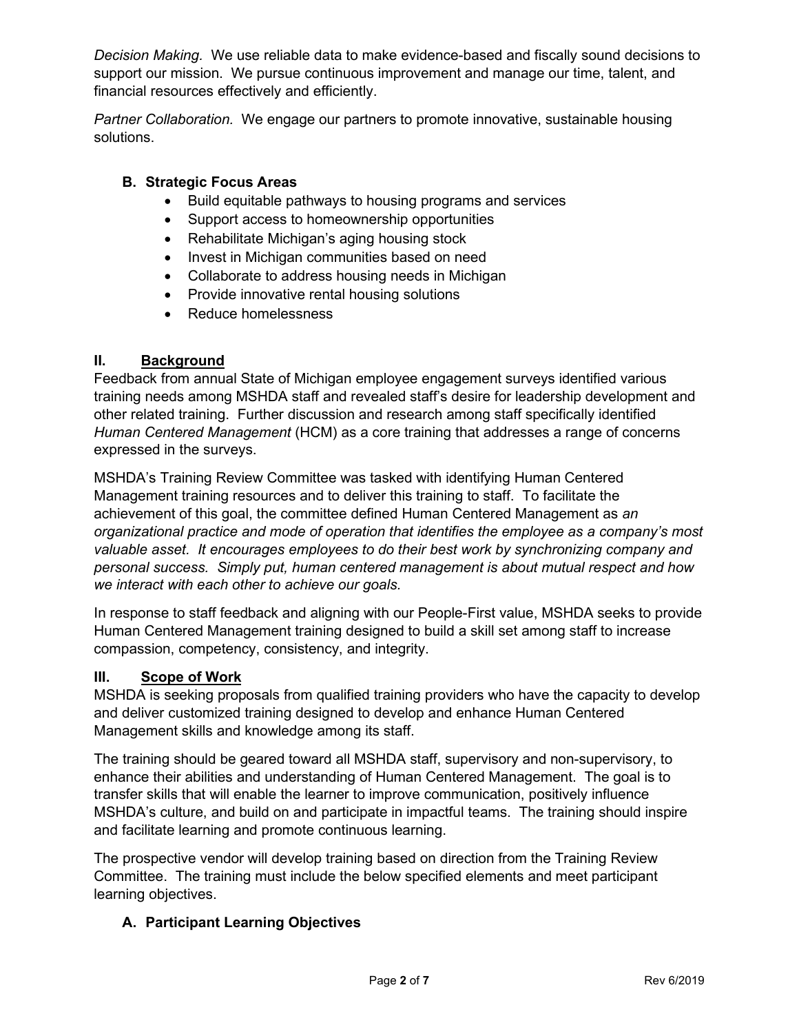*Decision Making.* We use reliable data to make evidence-based and fiscally sound decisions to support our mission. We pursue continuous improvement and manage our time, talent, and financial resources effectively and efficiently.

*Partner Collaboration.* We engage our partners to promote innovative, sustainable housing solutions.

### B. Strategic Focus Areas

- Build equitable pathways to housing programs and services
- Support access to homeownership opportunities
- Rehabilitate Michigan's aging housing stock
- Invest in Michigan communities based on need
- Collaborate to address housing needs in Michigan
- Provide innovative rental housing solutions
- Reduce homelessness

## II. Background

Feedback from annual State of Michigan employee engagement surveys identified various training needs among MSHDA staff and revealed staff's desire for leadership development and other related training. Further discussion and research among staff specifically identified *Human Centered Management* (HCM) as a core training that addresses a range of concerns expressed in the surveys.

MSHDA's Training Review Committee was tasked with identifying Human Centered Management training resources and to deliver this training to staff. To facilitate the achievement of this goal, the committee defined Human Centered Management as *an organizational practice and mode of operation that identifies the employee as a company's most valuable asset. It encourages employees to do their best work by synchronizing company and personal success. Simply put, human centered management is about mutual respect and how we interact with each other to achieve our goals.*

In response to staff feedback and aligning with our People-First value, MSHDA seeks to provide Human Centered Management training designed to build a skill set among staff to increase compassion, competency, consistency, and integrity.

## III. Scope of Work

MSHDA is seeking proposals from qualified training providers who have the capacity to develop and deliver customized training designed to develop and enhance Human Centered Management skills and knowledge among its staff.

The training should be geared toward all MSHDA staff, supervisory and non-supervisory, to enhance their abilities and understanding of Human Centered Management. The goal is to transfer skills that will enable the learner to improve communication, positively influence MSHDA's culture, and build on and participate in impactful teams. The training should inspire and facilitate learning and promote continuous learning.

The prospective vendor will develop training based on direction from the Training Review Committee. The training must include the below specified elements and meet participant learning objectives.

### A. Participant Learning Objectives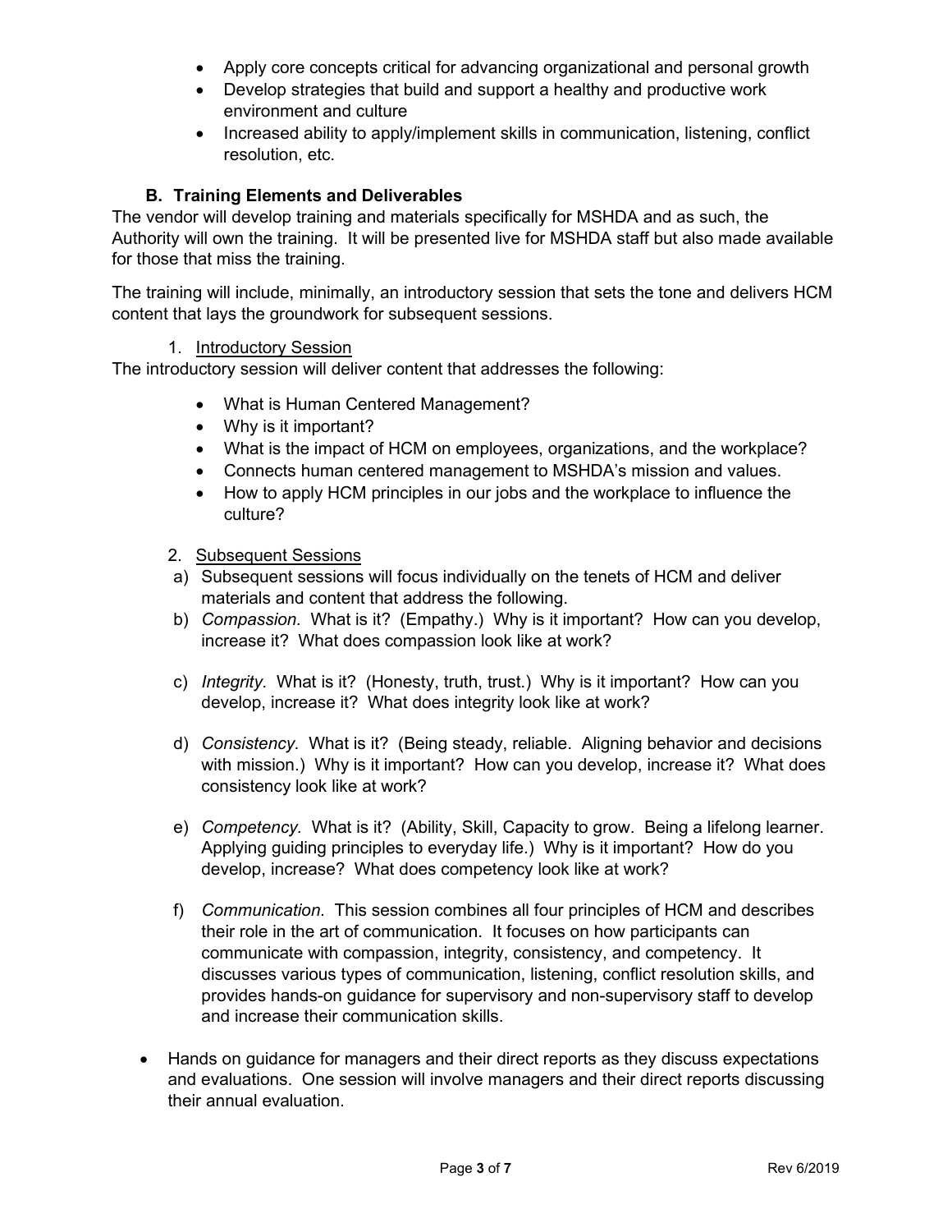- Apply core concepts critical for advancing organizational and personal growth
- Develop strategies that build and support a healthy and productive work environment and culture
- Increased ability to apply/implement skills in communication, listening, conflict resolution, etc.

### B. Training Elements and Deliverables

The vendor will develop training and materials specifically for MSHDA and as such, the Authority will own the training. It will be presented live for MSHDA staff but also made available for those that miss the training.

The training will include, minimally, an introductory session that sets the tone and delivers HCM content that lays the groundwork for subsequent sessions.

1. <u>Introductory Session</u>

The introductory session will deliver content that addresses the following:

- What is Human Centered Management?
- Why is it important?
- What is the impact of HCM on employees, organizations, and the workplace?
- Connects human centered management to MSHDA's mission and values.
- How to apply HCM principles in our jobs and the workplace to influence the culture?

2. <u>Subsequent Sessions</u>

a) Subsequent sessions will focus individually on the tenets of HCM and deliver materials and content that address the following.

b) *Compassion.* What is it? (Empathy.) Why is it important? How can you develop, increase it? What does compassion look like at work?

c) *Integrity.* What is it? (Honesty, truth, trust.) Why is it important? How can you develop, increase it? What does integrity look like at work?

d) *Consistency.* What is it? (Being steady, reliable. Aligning behavior and decisions with mission.) Why is it important? How can you develop, increase it? What does consistency look like at work?

e) *Competency.* What is it? (Ability, Skill, Capacity to grow. Being a lifelong learner. Applying guiding principles to everyday life.) Why is it important? How do you develop, increase? What does competency look like at work?

f) *Communication.* This session combines all four principles of HCM and describes their role in the art of communication. It focuses on how participants can communicate with compassion, integrity, consistency, and competency. It discusses various types of communication, listening, conflict resolution skills, and provides hands-on guidance for supervisory and non-supervisory staff to develop and increase their communication skills.

- Hands on guidance for managers and their direct reports as they discuss expectations and evaluations. One session will involve managers and their direct reports discussing their annual evaluation.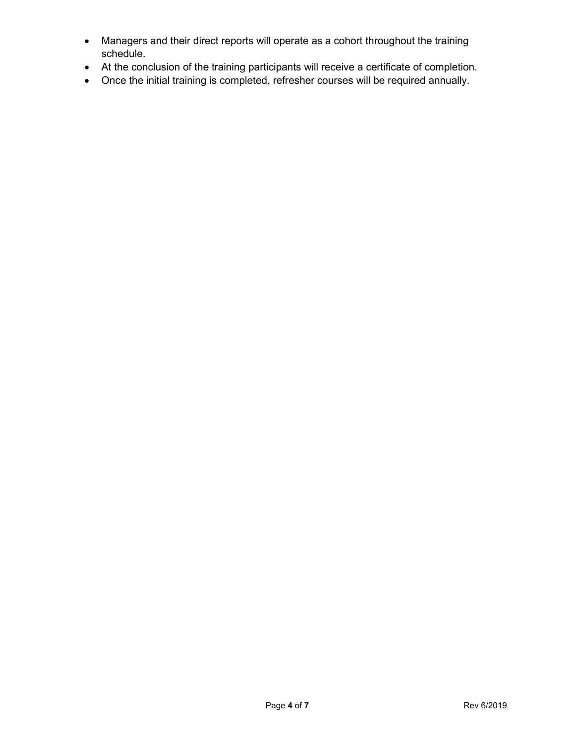- Managers and their direct reports will operate as a cohort throughout the training schedule.
- At the conclusion of the training participants will receive a certificate of completion.
- Once the initial training is completed, refresher courses will be required annually.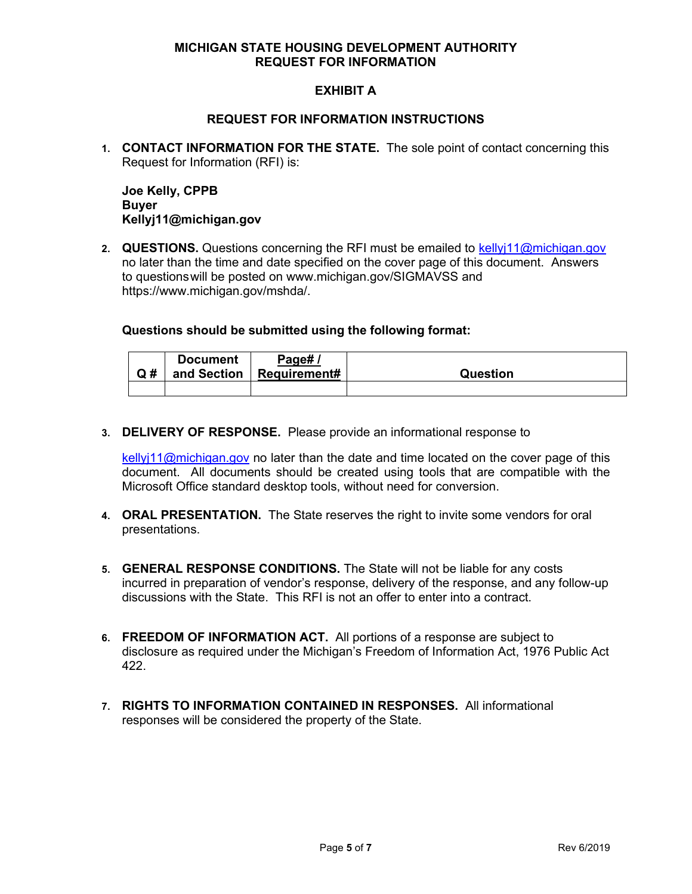**MICHIGAN STATE HOUSING DEVELOPMENT AUTHORITY**
**REQUEST FOR INFORMATION**

# EXHIBIT A

## REQUEST FOR INFORMATION INSTRUCTIONS

1. **CONTACT INFORMATION FOR THE STATE.** The sole point of contact concerning this Request for Information (RFI) is:

   **Joe Kelly, CPPB**
   **Buyer**
   **Kellyj11@michigan.gov**

2. **QUESTIONS.** Questions concerning the RFI must be emailed to kellyj11@michigan.gov no later than the time and date specified on the cover page of this document. Answers to questions will be posted on www.michigan.gov/SIGMAVSS and https://www.michigan.gov/mshda/.

   **Questions should be submitted using the following format:**

   | Q # | Document and Section | Page# / Requirement# | Question |
   |---|---|---|---|
   | | | | |

3. **DELIVERY OF RESPONSE.** Please provide an informational response to kellyj11@michigan.gov no later than the date and time located on the cover page of this document. All documents should be created using tools that are compatible with the Microsoft Office standard desktop tools, without need for conversion.

4. **ORAL PRESENTATION.** The State reserves the right to invite some vendors for oral presentations.

5. **GENERAL RESPONSE CONDITIONS.** The State will not be liable for any costs incurred in preparation of vendor's response, delivery of the response, and any follow-up discussions with the State. This RFI is not an offer to enter into a contract.

6. **FREEDOM OF INFORMATION ACT.** All portions of a response are subject to disclosure as required under the Michigan's Freedom of Information Act, 1976 Public Act 422.

7. **RIGHTS TO INFORMATION CONTAINED IN RESPONSES.** All informational responses will be considered the property of the State.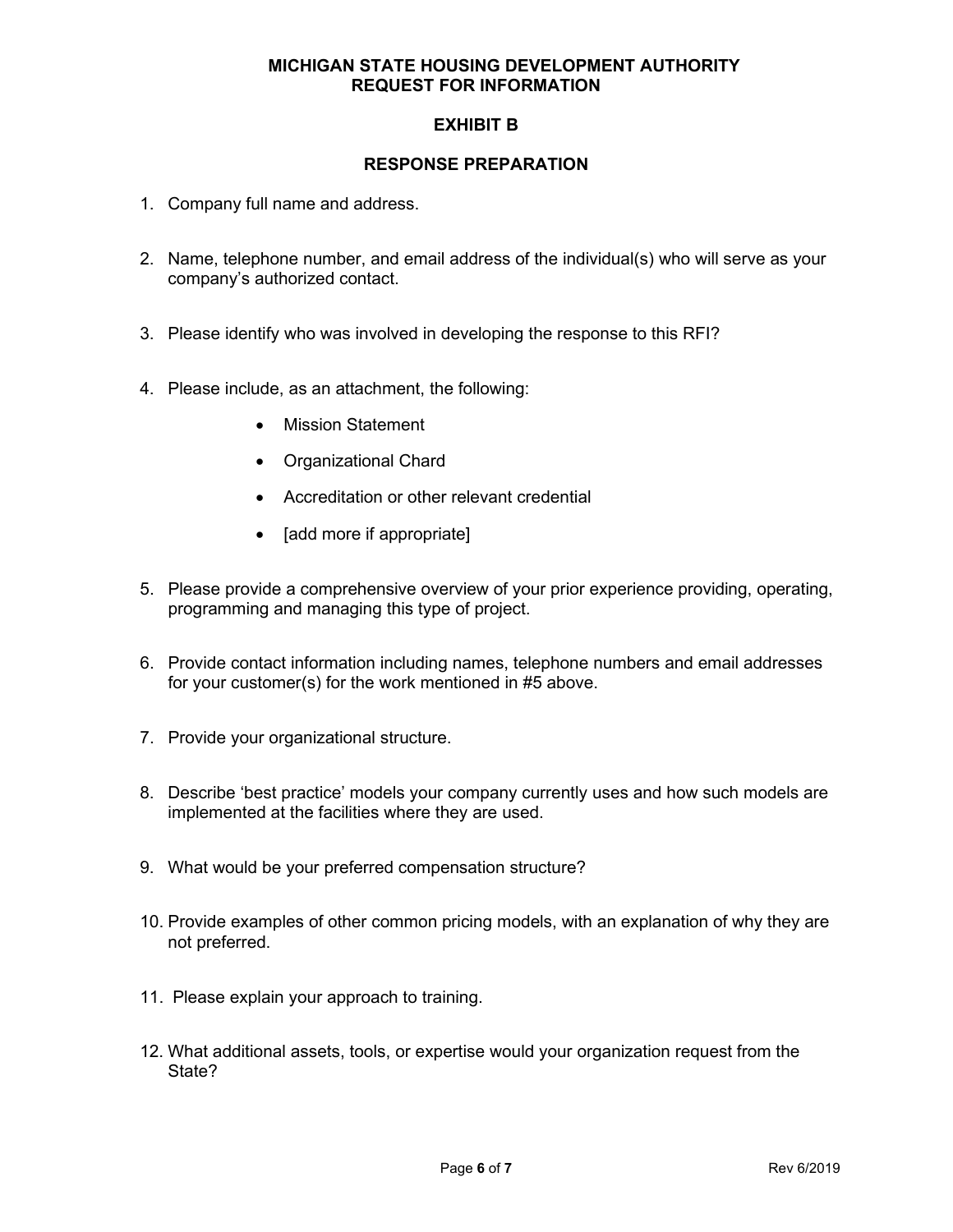**MICHIGAN STATE HOUSING DEVELOPMENT AUTHORITY**
**REQUEST FOR INFORMATION**

## EXHIBIT B

## RESPONSE PREPARATION

1. Company full name and address.

2. Name, telephone number, and email address of the individual(s) who will serve as your company's authorized contact.

3. Please identify who was involved in developing the response to this RFI?

4. Please include, as an attachment, the following:
   - Mission Statement
   - Organizational Chard
   - Accreditation or other relevant credential
   - [add more if appropriate]

5. Please provide a comprehensive overview of your prior experience providing, operating, programming and managing this type of project.

6. Provide contact information including names, telephone numbers and email addresses for your customer(s) for the work mentioned in #5 above.

7. Provide your organizational structure.

8. Describe 'best practice' models your company currently uses and how such models are implemented at the facilities where they are used.

9. What would be your preferred compensation structure?

10. Provide examples of other common pricing models, with an explanation of why they are not preferred.

11. Please explain your approach to training.

12. What additional assets, tools, or expertise would your organization request from the State?

Rev 6/2019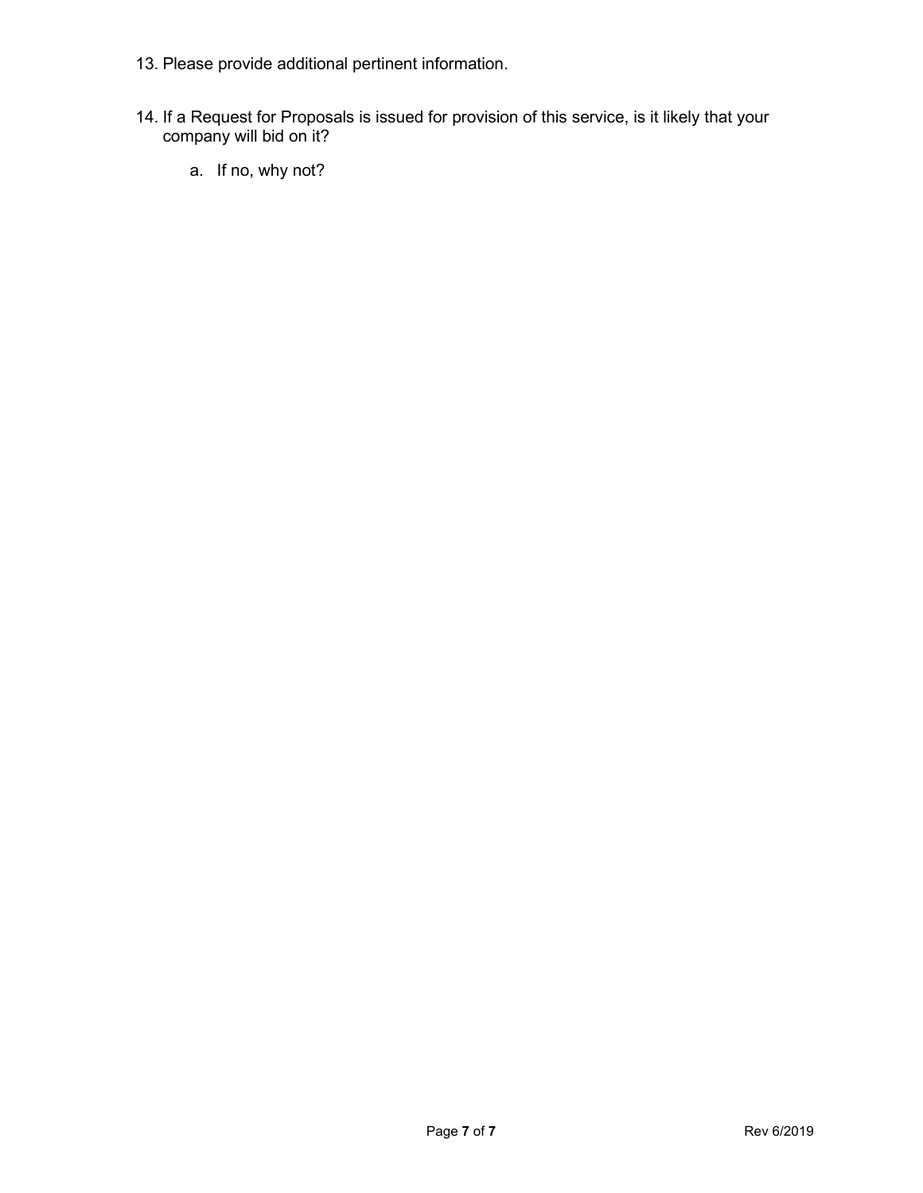13. Please provide additional pertinent information.

14. If a Request for Proposals is issued for provision of this service, is it likely that your company will bid on it?

    a. If no, why not?